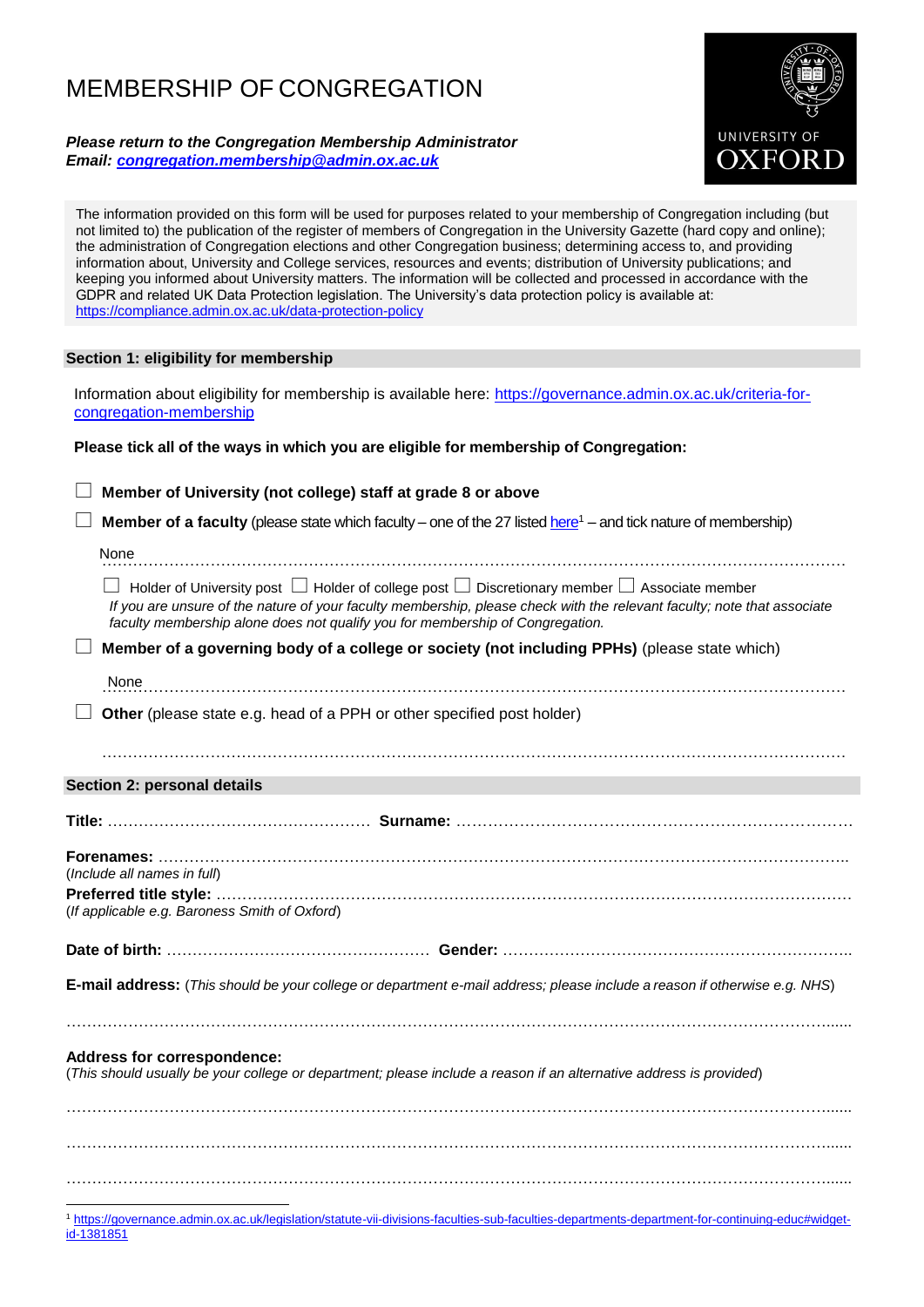# MEMBERSHIP OF CONGREGATION

***Please return to the Congregation Membership Administrator***
***Email: congregation.membership@admin.ox.ac.uk***

UNIVERSITY OF OXFORD

The information provided on this form will be used for purposes related to your membership of Congregation including (but not limited to) the publication of the register of members of Congregation in the University Gazette (hard copy and online); the administration of Congregation elections and other Congregation business; determining access to, and providing information about, University and College services, resources and events; distribution of University publications; and keeping you informed about University matters. The information will be collected and processed in accordance with the GDPR and related UK Data Protection legislation. The University's data protection policy is available at: https://compliance.admin.ox.ac.uk/data-protection-policy

## Section 1: eligibility for membership

Information about eligibility for membership is available here: https://governance.admin.ox.ac.uk/criteria-for-congregation-membership

**Please tick all of the ways in which you are eligible for membership of Congregation:**

☐ **Member of University (not college) staff at grade 8 or above**

☐ **Member of a faculty** (please state which faculty – one of the 27 listed here[1] – and tick nature of membership)

None ……………………………………………………………………………………………………………

☐ Holder of University post ☐ Holder of college post ☐ Discretionary member ☐ Associate member

*If you are unsure of the nature of your faculty membership, please check with the relevant faculty; note that associate faculty membership alone does not qualify you for membership of Congregation.*

☐ **Member of a governing body of a college or society (not including PPHs)** (please state which)

None ……………………………………………………………………………………………………………

☐ **Other** (please state e.g. head of a PPH or other specified post holder)

……………………………………………………………………………………………………………

## Section 2: personal details

**Title:** …………………………………… **Surname:** ……………………………………………………

**Forenames:** ……………………………………………………………………………………………
(*Include all names in full*)

**Preferred title style:** ……………………………………………………………………………………
(*If applicable e.g. Baroness Smith of Oxford*)

**Date of birth:** …………………………………… **Gender:** ……………………………………………

**E-mail address:** (*This should be your college or department e-mail address; please include a reason if otherwise e.g. NHS*)

……………………………………………………………………………………………………………

**Address for correspondence:**
(*This should usually be your college or department; please include a reason if an alternative address is provided*)

……………………………………………………………………………………………………………

……………………………………………………………………………………………………………

……………………………………………………………………………………………………………

[1] https://governance.admin.ox.ac.uk/legislation/statute-vii-divisions-faculties-sub-faculties-departments-department-for-continuing-educ#widget-id-1381851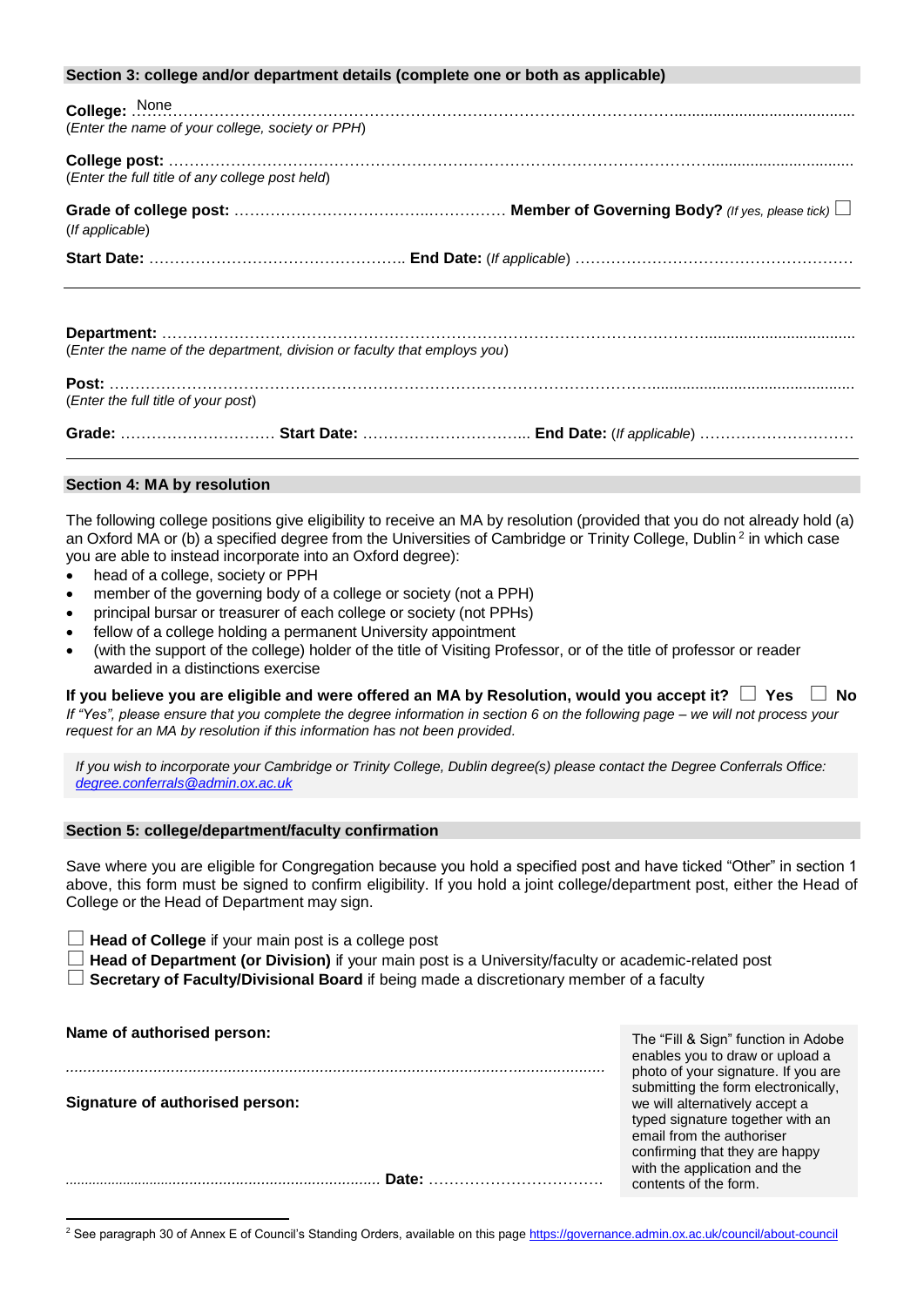## Section 3: college and/or department details (complete one or both as applicable)

**College:** None……………………………………………………………………………………………………………
(*Enter the name of your college, society or PPH*)

**College post:** ………………………………………………………………………………………………………………
(*Enter the full title of any college post held*)

**Grade of college post:** ……………………………………………… **Member of Governing Body?** *(If yes, please tick)* ☐
(*If applicable*)

**Start Date:** ………………………………………… **End Date:** (*If applicable*) ……………………………………………

---

**Department:** ………………………………………………………………………………………………………………
(*Enter the name of the department, division or faculty that employs you*)

**Post:** ………………………………………………………………………………………………………………………
(*Enter the full title of your post*)

**Grade:** ………………………… **Start Date:** …………………………… **End Date:** (*If applicable*) …………………………

---

## Section 4: MA by resolution

The following college positions give eligibility to receive an MA by resolution (provided that you do not already hold (a) an Oxford MA or (b) a specified degree from the Universities of Cambridge or Trinity College, Dublin [2] in which case you are able to instead incorporate into an Oxford degree):

- head of a college, society or PPH
- member of the governing body of a college or society (not a PPH)
- principal bursar or treasurer of each college or society (not PPHs)
- fellow of a college holding a permanent University appointment
- (with the support of the college) holder of the title of Visiting Professor, or of the title of professor or reader awarded in a distinctions exercise

**If you believe you are eligible and were offered an MA by Resolution, would you accept it?** ☐ **Yes** ☐ **No**
*If "Yes", please ensure that you complete the degree information in section 6 on the following page – we will not process your request for an MA by resolution if this information has not been provided.*

*If you wish to incorporate your Cambridge or Trinity College, Dublin degree(s) please contact the Degree Conferrals Office: degree.conferrals@admin.ox.ac.uk*

## Section 5: college/department/faculty confirmation

Save where you are eligible for Congregation because you hold a specified post and have ticked "Other" in section 1 above, this form must be signed to confirm eligibility. If you hold a joint college/department post, either the Head of College or the Head of Department may sign.

☐ **Head of College** if your main post is a college post
☐ **Head of Department (or Division)** if your main post is a University/faculty or academic-related post
☐ **Secretary of Faculty/Divisional Board** if being made a discretionary member of a faculty

**Name of authorised person:**

………………………………………………………………………………………………

**Signature of authorised person:**

……………………………………………………………… **Date:** ……………………………

The "Fill & Sign" function in Adobe enables you to draw or upload a photo of your signature. If you are submitting the form electronically, we will alternatively accept a typed signature together with an email from the authoriser confirming that they are happy with the application and the contents of the form.

---

[2] See paragraph 30 of Annex E of Council's Standing Orders, available on this page https://governance.admin.ox.ac.uk/council/about-council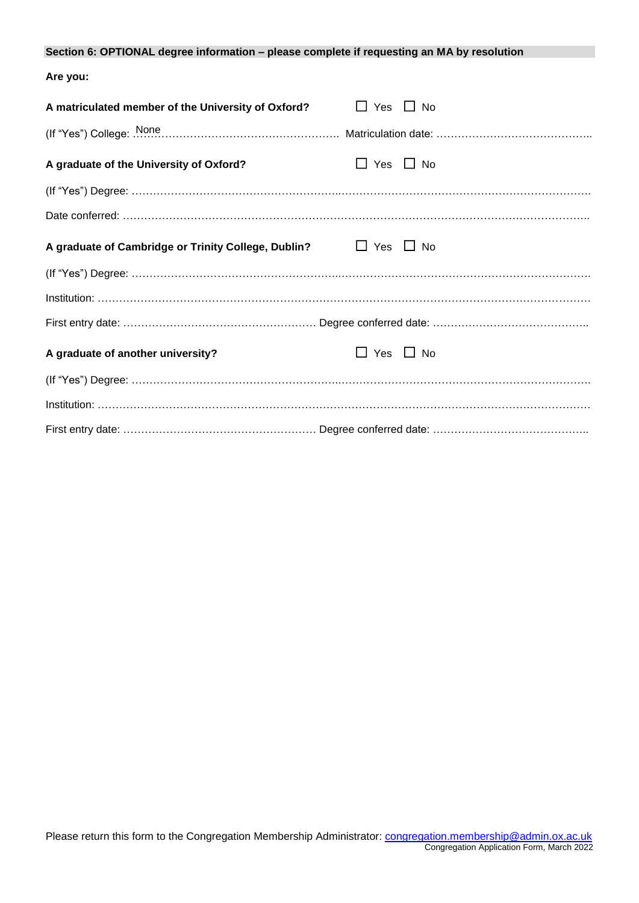## Section 6: OPTIONAL degree information – please complete if requesting an MA by resolution

**Are you:**

**A matriculated member of the University of Oxford?** ☐ Yes ☐ No

(If "Yes") College: None……………………………………………… Matriculation date: ……………………………………..

**A graduate of the University of Oxford?** ☐ Yes ☐ No

(If "Yes") Degree: ……………………………………………………………………………………………………………………

Date conferred: ……………………………………………………………………………………………………………………..

**A graduate of Cambridge or Trinity College, Dublin?** ☐ Yes ☐ No

(If "Yes") Degree: ……………………………………………………………………………………………………………………

Institution: ……………………………………………………………………………………………………………………………

First entry date: ……………………………………………… Degree conferred date: ……………………………………..

**A graduate of another university?** ☐ Yes ☐ No

(If "Yes") Degree: ……………………………………………………………………………………………………………………

Institution: ……………………………………………………………………………………………………………………………

First entry date: ……………………………………………… Degree conferred date: ……………………………………..

Please return this form to the Congregation Membership Administrator: congregation.membership@admin.ox.ac.uk

Congregation Application Form, March 2022